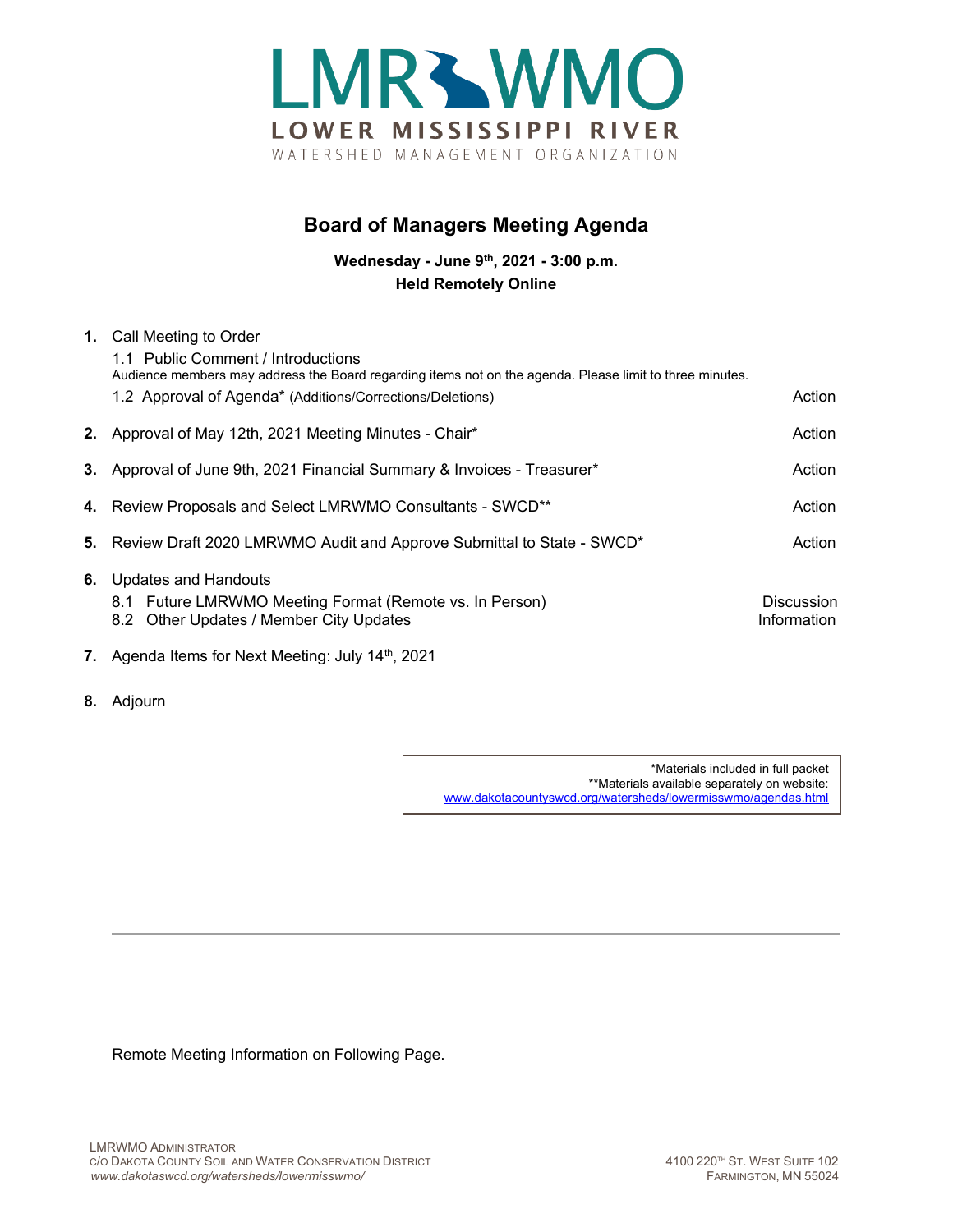LMRWMO

LOWER MISSISSIPPI RIVER

WATERSHED MANAGEMENT ORGANIZATION

# Board of Managers Meeting Agenda

**Wednesday - June 9th, 2021 - 3:00 p.m.**
**Held Remotely Online**

1. Call Meeting to Order
   - 1.1 Public Comment / Introductions
     Audience members may address the Board regarding items not on the agenda. Please limit to three minutes.
   - 1.2 Approval of Agenda* (Additions/Corrections/Deletions) — Action
2. Approval of May 12th, 2021 Meeting Minutes - Chair* — Action
3. Approval of June 9th, 2021 Financial Summary & Invoices - Treasurer* — Action
4. Review Proposals and Select LMRWMO Consultants - SWCD** — Action
5. Review Draft 2020 LMRWMO Audit and Approve Submittal to State - SWCD* — Action
6. Updates and Handouts
   - 8.1 Future LMRWMO Meeting Format (Remote vs. In Person) — Discussion
   - 8.2 Other Updates / Member City Updates — Information
7. Agenda Items for Next Meeting: July 14th, 2021
8. Adjourn

*Materials included in full packet
**Materials available separately on website: www.dakotacountyswcd.org/watersheds/lowermisswmo/agendas.html

Remote Meeting Information on Following Page.

LMRWMO Administrator
c/o Dakota County Soil and Water Conservation District
*www.dakotaswcd.org/watersheds/lowermisswmo/*

4100 220th St. West Suite 102
Farmington, MN 55024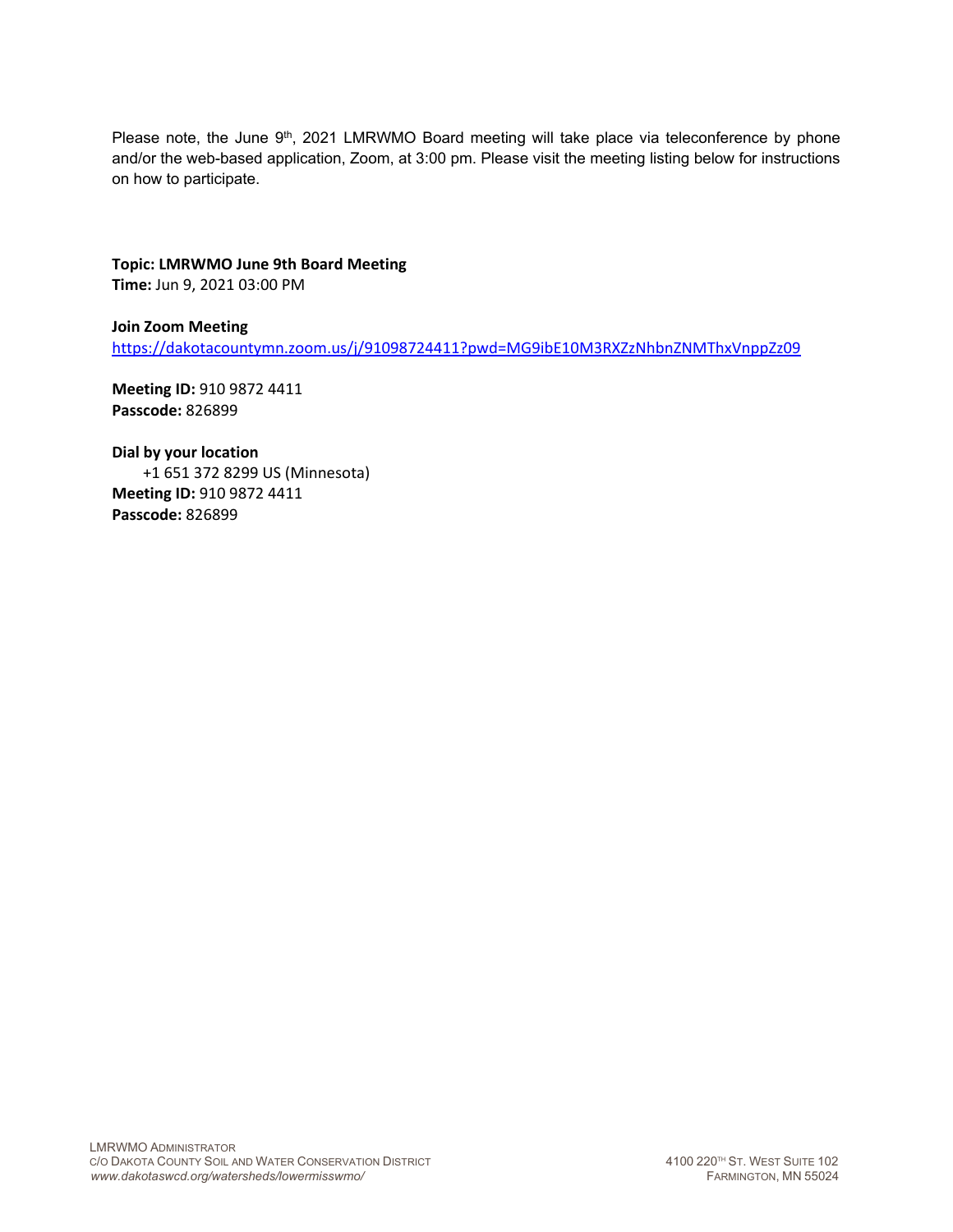Please note, the June 9th, 2021 LMRWMO Board meeting will take place via teleconference by phone and/or the web-based application, Zoom, at 3:00 pm. Please visit the meeting listing below for instructions on how to participate.

**Topic: LMRWMO June 9th Board Meeting**
**Time:** Jun 9, 2021 03:00 PM

**Join Zoom Meeting**
https://dakotacountymn.zoom.us/j/91098724411?pwd=MG9ibE10M3RXZzNhbnZNMThxVnppZz09

**Meeting ID:** 910 9872 4411
**Passcode:** 826899

**Dial by your location**
+1 651 372 8299 US (Minnesota)
**Meeting ID:** 910 9872 4411
**Passcode:** 826899

LMRWMO Administrator
c/o Dakota County Soil and Water Conservation District
*www.dakotaswcd.org/watersheds/lowermisswmo/*

4100 220th St. West Suite 102
Farmington, MN 55024